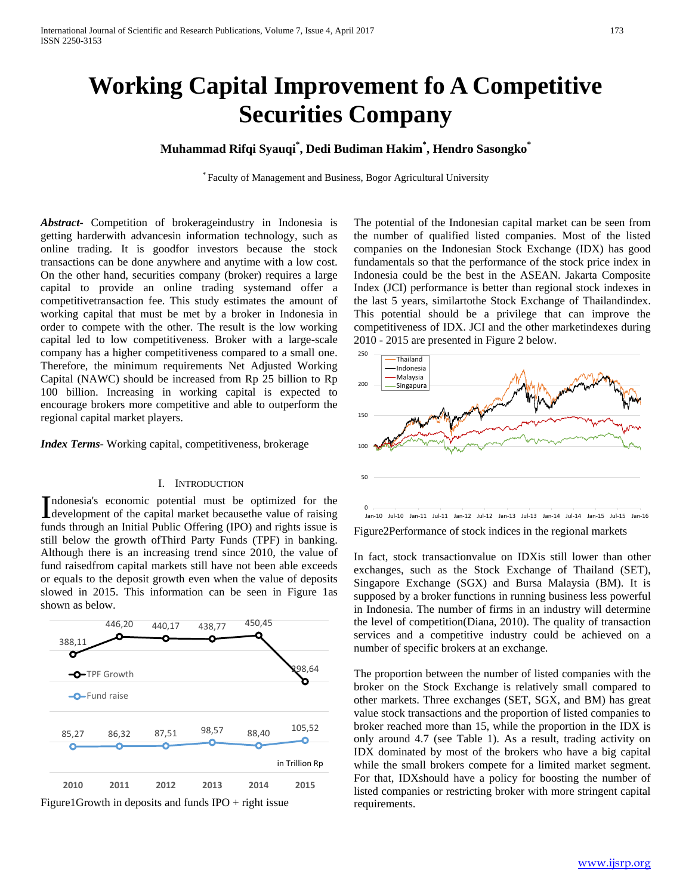# Working Capital Improvement fo A Competitive Securities Company

**Muhammad Rifqi Syauqi[*], Dedi Budiman Hakim[*], Hendro Sasongko[*]**

[*] Faculty of Management and Business, Bogor Agricultural University

***Abstract-*** Competition of brokerageindustry in Indonesia is getting harderwith advancesin information technology, such as online trading. It is goodfor investors because the stock transactions can be done anywhere and anytime with a low cost. On the other hand, securities company (broker) requires a large capital to provide an online trading systemand offer a competitivetransaction fee. This study estimates the amount of working capital that must be met by a broker in Indonesia in order to compete with the other. The result is the low working capital led to low competitiveness. Broker with a large-scale company has a higher competitiveness compared to a small one. Therefore, the minimum requirements Net Adjusted Working Capital (NAWC) should be increased from Rp 25 billion to Rp 100 billion. Increasing in working capital is expected to encourage brokers more competitive and able to outperform the regional capital market players.

***Index Terms-*** Working capital, competitiveness, brokerage

## I. Introduction

Indonesia's economic potential must be optimized for the development of the capital market becausethe value of raising funds through an Initial Public Offering (IPO) and rights issue is still below the growth ofThird Party Funds (TPF) in banking. Although there is an increasing trend since 2010, the value of fund raisedfrom capital markets still have not been able exceeds or equals to the deposit growth even when the value of deposits slowed in 2015. This information can be seen in Figure 1as shown as below.

| | 2010 | 2011 | 2012 | 2013 | 2014 | 2015 |
|---|---|---|---|---|---|---|
| TPF Growth | 388,11 | 446,20 | 440,17 | 438,77 | 450,45 | 298,64 |
| Fund raise | 85,27 | 86,32 | 87,51 | 98,57 | 88,40 | 105,52 |

in Trillion Rp

Figure1Growth in deposits and funds IPO + right issue

The potential of the Indonesian capital market can be seen from the number of qualified listed companies. Most of the listed companies on the Indonesian Stock Exchange (IDX) has good fundamentals so that the performance of the stock price index in Indonesia could be the best in the ASEAN. Jakarta Composite Index (JCI) performance is better than regional stock indexes in the last 5 years, similartothe Stock Exchange of Thailandindex. This potential should be a privilege that can improve the competitiveness of IDX. JCI and the other marketindexes during 2010 - 2015 are presented in Figure 2 below.

Figure2Performance of stock indices in the regional markets

In fact, stock transactionvalue on IDXis still lower than other exchanges, such as the Stock Exchange of Thailand (SET), Singapore Exchange (SGX) and Bursa Malaysia (BM). It is supposed by a broker functions in running business less powerful in Indonesia. The number of firms in an industry will determine the level of competition(Diana, 2010). The quality of transaction services and a competitive industry could be achieved on a number of specific brokers at an exchange.

The proportion between the number of listed companies with the broker on the Stock Exchange is relatively small compared to other markets. Three exchanges (SET, SGX, and BM) has great value stock transactions and the proportion of listed companies to broker reached more than 15, while the proportion in the IDX is only around 4.7 (see Table 1). As a result, trading activity on IDX dominated by most of the brokers who have a big capital while the small brokers compete for a limited market segment. For that, IDXshould have a policy for boosting the number of listed companies or restricting broker with more stringent capital requirements.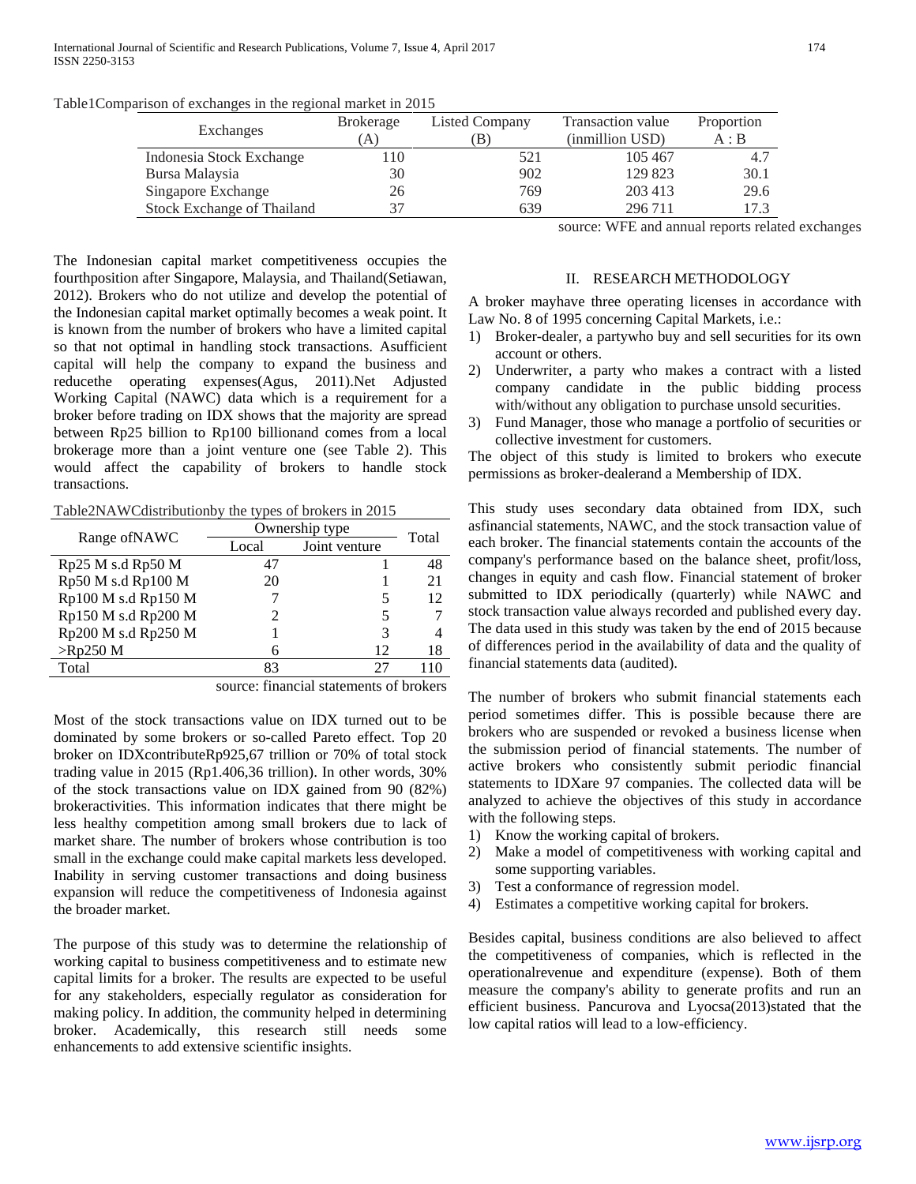Table1Comparison of exchanges in the regional market in 2015

| Exchanges | Brokerage (A) | Listed Company (B) | Transaction value (inmillion USD) | Proportion A : B |
|---|---|---|---|---|
| Indonesia Stock Exchange | 110 | 521 | 105 467 | 4.7 |
| Bursa Malaysia | 30 | 902 | 129 823 | 30.1 |
| Singapore Exchange | 26 | 769 | 203 413 | 29.6 |
| Stock Exchange of Thailand | 37 | 639 | 296 711 | 17.3 |

source: WFE and annual reports related exchanges

The Indonesian capital market competitiveness occupies the fourthposition after Singapore, Malaysia, and Thailand(Setiawan, 2012). Brokers who do not utilize and develop the potential of the Indonesian capital market optimally becomes a weak point. It is known from the number of brokers who have a limited capital so that not optimal in handling stock transactions. Asufficient capital will help the company to expand the business and reducethe operating expenses(Agus, 2011).Net Adjusted Working Capital (NAWC) data which is a requirement for a broker before trading on IDX shows that the majority are spread between Rp25 billion to Rp100 billionand comes from a local brokerage more than a joint venture one (see Table 2). This would affect the capability of brokers to handle stock transactions.

Table2NAWCdistributionby the types of brokers in 2015

| Range ofNAWC | Ownership type | | Total |
|---|---|---|---|
| | Local | Joint venture | |
| Rp25 M s.d Rp50 M | 47 | 1 | 48 |
| Rp50 M s.d Rp100 M | 20 | 1 | 21 |
| Rp100 M s.d Rp150 M | 7 | 5 | 12 |
| Rp150 M s.d Rp200 M | 2 | 5 | 7 |
| Rp200 M s.d Rp250 M | 1 | 3 | 4 |
| >Rp250 M | 6 | 12 | 18 |
| Total | 83 | 27 | 110 |

source: financial statements of brokers

Most of the stock transactions value on IDX turned out to be dominated by some brokers or so-called Pareto effect. Top 20 broker on IDXcontributeRp925,67 trillion or 70% of total stock trading value in 2015 (Rp1.406,36 trillion). In other words, 30% of the stock transactions value on IDX gained from 90 (82%) brokeractivities. This information indicates that there might be less healthy competition among small brokers due to lack of market share. The number of brokers whose contribution is too small in the exchange could make capital markets less developed. Inability in serving customer transactions and doing business expansion will reduce the competitiveness of Indonesia against the broader market.

The purpose of this study was to determine the relationship of working capital to business competitiveness and to estimate new capital limits for a broker. The results are expected to be useful for any stakeholders, especially regulator as consideration for making policy. In addition, the community helped in determining broker. Academically, this research still needs some enhancements to add extensive scientific insights.

## II. RESEARCH METHODOLOGY

A broker mayhave three operating licenses in accordance with Law No. 8 of 1995 concerning Capital Markets, i.e.:

1) Broker-dealer, a partywho buy and sell securities for its own account or others.
2) Underwriter, a party who makes a contract with a listed company candidate in the public bidding process with/without any obligation to purchase unsold securities.
3) Fund Manager, those who manage a portfolio of securities or collective investment for customers.

The object of this study is limited to brokers who execute permissions as broker-dealerand a Membership of IDX.

This study uses secondary data obtained from IDX, such asfinancial statements, NAWC, and the stock transaction value of each broker. The financial statements contain the accounts of the company's performance based on the balance sheet, profit/loss, changes in equity and cash flow. Financial statement of broker submitted to IDX periodically (quarterly) while NAWC and stock transaction value always recorded and published every day. The data used in this study was taken by the end of 2015 because of differences period in the availability of data and the quality of financial statements data (audited).

The number of brokers who submit financial statements each period sometimes differ. This is possible because there are brokers who are suspended or revoked a business license when the submission period of financial statements. The number of active brokers who consistently submit periodic financial statements to IDXare 97 companies. The collected data will be analyzed to achieve the objectives of this study in accordance with the following steps.

1) Know the working capital of brokers.
2) Make a model of competitiveness with working capital and some supporting variables.
3) Test a conformance of regression model.
4) Estimates a competitive working capital for brokers.

Besides capital, business conditions are also believed to affect the competitiveness of companies, which is reflected in the operationalrevenue and expenditure (expense). Both of them measure the company's ability to generate profits and run an efficient business. Pancurova and Lyocsa(2013)stated that the low capital ratios will lead to a low-efficiency.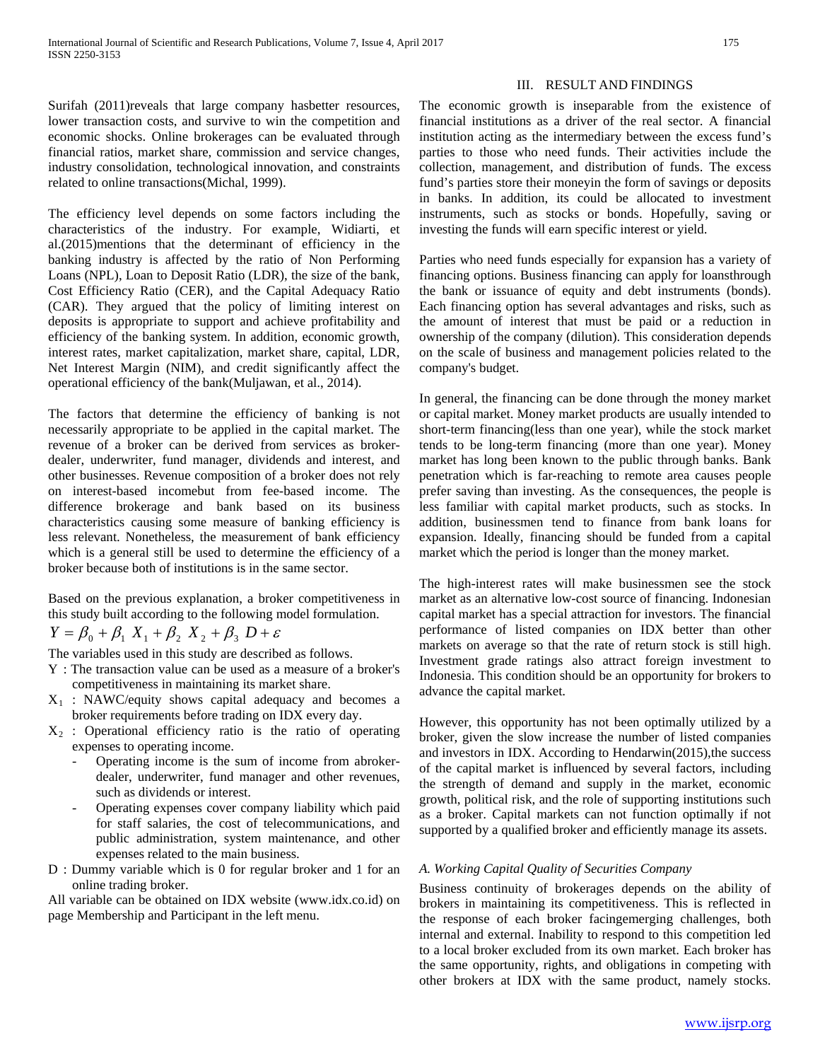Surifah (2011)reveals that large company hasbetter resources, lower transaction costs, and survive to win the competition and economic shocks. Online brokerages can be evaluated through financial ratios, market share, commission and service changes, industry consolidation, technological innovation, and constraints related to online transactions(Michal, 1999).

The efficiency level depends on some factors including the characteristics of the industry. For example, Widiarti, et al.(2015)mentions that the determinant of efficiency in the banking industry is affected by the ratio of Non Performing Loans (NPL), Loan to Deposit Ratio (LDR), the size of the bank, Cost Efficiency Ratio (CER), and the Capital Adequacy Ratio (CAR). They argued that the policy of limiting interest on deposits is appropriate to support and achieve profitability and efficiency of the banking system. In addition, economic growth, interest rates, market capitalization, market share, capital, LDR, Net Interest Margin (NIM), and credit significantly affect the operational efficiency of the bank(Muljawan, et al., 2014).

The factors that determine the efficiency of banking is not necessarily appropriate to be applied in the capital market. The revenue of a broker can be derived from services as broker-dealer, underwriter, fund manager, dividends and interest, and other businesses. Revenue composition of a broker does not rely on interest-based incomebut from fee-based income. The difference brokerage and bank based on its business characteristics causing some measure of banking efficiency is less relevant. Nonetheless, the measurement of bank efficiency which is a general still be used to determine the efficiency of a broker because both of institutions is in the same sector.

Based on the previous explanation, a broker competitiveness in this study built according to the following model formulation.

$$Y = \beta_0 + \beta_1 X_1 + \beta_2 X_2 + \beta_3 D + \varepsilon$$

The variables used in this study are described as follows.

- Y : The transaction value can be used as a measure of a broker's competitiveness in maintaining its market share.
- $X_1$ : NAWC/equity shows capital adequacy and becomes a broker requirements before trading on IDX every day.
- $X_2$ : Operational efficiency ratio is the ratio of operating expenses to operating income.
  - Operating income is the sum of income from abroker-dealer, underwriter, fund manager and other revenues, such as dividends or interest.
  - Operating expenses cover company liability which paid for staff salaries, the cost of telecommunications, and public administration, system maintenance, and other expenses related to the main business.
- D : Dummy variable which is 0 for regular broker and 1 for an online trading broker.

All variable can be obtained on IDX website (www.idx.co.id) on page Membership and Participant in the left menu.

## III. RESULT AND FINDINGS

The economic growth is inseparable from the existence of financial institutions as a driver of the real sector. A financial institution acting as the intermediary between the excess fund's parties to those who need funds. Their activities include the collection, management, and distribution of funds. The excess fund's parties store their moneyin the form of savings or deposits in banks. In addition, its could be allocated to investment instruments, such as stocks or bonds. Hopefully, saving or investing the funds will earn specific interest or yield.

Parties who need funds especially for expansion has a variety of financing options. Business financing can apply for loansthrough the bank or issuance of equity and debt instruments (bonds). Each financing option has several advantages and risks, such as the amount of interest that must be paid or a reduction in ownership of the company (dilution). This consideration depends on the scale of business and management policies related to the company's budget.

In general, the financing can be done through the money market or capital market. Money market products are usually intended to short-term financing(less than one year), while the stock market tends to be long-term financing (more than one year). Money market has long been known to the public through banks. Bank penetration which is far-reaching to remote area causes people prefer saving than investing. As the consequences, the people is less familiar with capital market products, such as stocks. In addition, businessmen tend to finance from bank loans for expansion. Ideally, financing should be funded from a capital market which the period is longer than the money market.

The high-interest rates will make businessmen see the stock market as an alternative low-cost source of financing. Indonesian capital market has a special attraction for investors. The financial performance of listed companies on IDX better than other markets on average so that the rate of return stock is still high. Investment grade ratings also attract foreign investment to Indonesia. This condition should be an opportunity for brokers to advance the capital market.

However, this opportunity has not been optimally utilized by a broker, given the slow increase the number of listed companies and investors in IDX. According to Hendarwin(2015),the success of the capital market is influenced by several factors, including the strength of demand and supply in the market, economic growth, political risk, and the role of supporting institutions such as a broker. Capital markets can not function optimally if not supported by a qualified broker and efficiently manage its assets.

### *A. Working Capital Quality of Securities Company*

Business continuity of brokerages depends on the ability of brokers in maintaining its competitiveness. This is reflected in the response of each broker facingemerging challenges, both internal and external. Inability to respond to this competition led to a local broker excluded from its own market. Each broker has the same opportunity, rights, and obligations in competing with other brokers at IDX with the same product, namely stocks.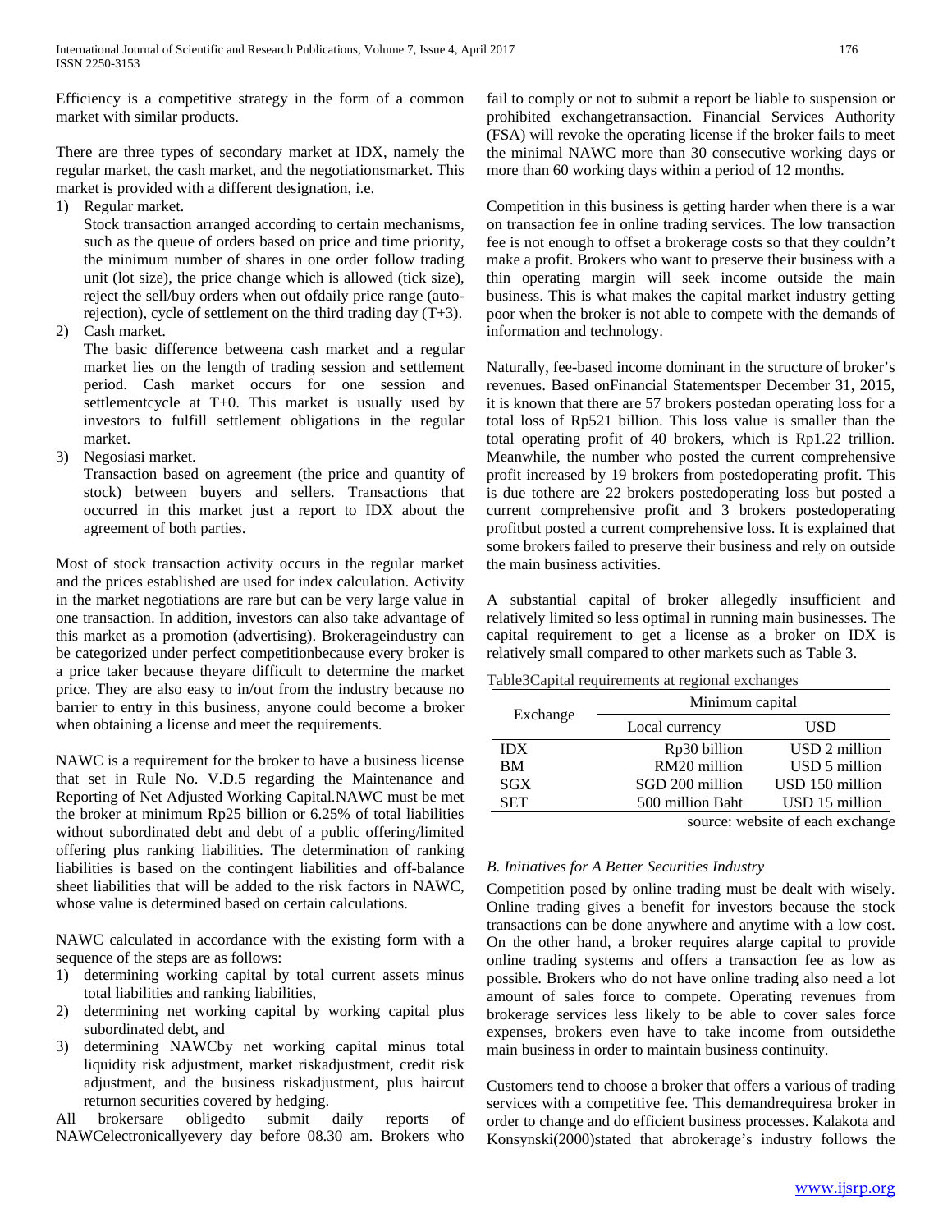Efficiency is a competitive strategy in the form of a common market with similar products.

There are three types of secondary market at IDX, namely the regular market, the cash market, and the negotiationsmarket. This market is provided with a different designation, i.e.

1) Regular market.
   Stock transaction arranged according to certain mechanisms, such as the queue of orders based on price and time priority, the minimum number of shares in one order follow trading unit (lot size), the price change which is allowed (tick size), reject the sell/buy orders when out ofdaily price range (auto-rejection), cycle of settlement on the third trading day (T+3).
2) Cash market.
   The basic difference betweena cash market and a regular market lies on the length of trading session and settlement period. Cash market occurs for one session and settlementcycle at T+0. This market is usually used by investors to fulfill settlement obligations in the regular market.
3) Negosiasi market.
   Transaction based on agreement (the price and quantity of stock) between buyers and sellers. Transactions that occurred in this market just a report to IDX about the agreement of both parties.

Most of stock transaction activity occurs in the regular market and the prices established are used for index calculation. Activity in the market negotiations are rare but can be very large value in one transaction. In addition, investors can also take advantage of this market as a promotion (advertising). Brokerageindustry can be categorized under perfect competitionbecause every broker is a price taker because theyare difficult to determine the market price. They are also easy to in/out from the industry because no barrier to entry in this business, anyone could become a broker when obtaining a license and meet the requirements.

NAWC is a requirement for the broker to have a business license that set in Rule No. V.D.5 regarding the Maintenance and Reporting of Net Adjusted Working Capital.NAWC must be met the broker at minimum Rp25 billion or 6.25% of total liabilities without subordinated debt and debt of a public offering/limited offering plus ranking liabilities. The determination of ranking liabilities is based on the contingent liabilities and off-balance sheet liabilities that will be added to the risk factors in NAWC, whose value is determined based on certain calculations.

NAWC calculated in accordance with the existing form with a sequence of the steps are as follows:

1) determining working capital by total current assets minus total liabilities and ranking liabilities,
2) determining net working capital by working capital plus subordinated debt, and
3) determining NAWCby net working capital minus total liquidity risk adjustment, market riskadjustment, credit risk adjustment, and the business riskadjustment, plus haircut returnon securities covered by hedging.

All brokersare obligedto submit daily reports of NAWCelectronicallyevery day before 08.30 am. Brokers who fail to comply or not to submit a report be liable to suspension or prohibited exchangetransaction. Financial Services Authority (FSA) will revoke the operating license if the broker fails to meet the minimal NAWC more than 30 consecutive working days or more than 60 working days within a period of 12 months.

Competition in this business is getting harder when there is a war on transaction fee in online trading services. The low transaction fee is not enough to offset a brokerage costs so that they couldn't make a profit. Brokers who want to preserve their business with a thin operating margin will seek income outside the main business. This is what makes the capital market industry getting poor when the broker is not able to compete with the demands of information and technology.

Naturally, fee-based income dominant in the structure of broker's revenues. Based onFinancial Statementsper December 31, 2015, it is known that there are 57 brokers postedan operating loss for a total loss of Rp521 billion. This loss value is smaller than the total operating profit of 40 brokers, which is Rp1.22 trillion. Meanwhile, the number who posted the current comprehensive profit increased by 19 brokers from postedoperating profit. This is due tothere are 22 brokers postedoperating loss but posted a current comprehensive profit and 3 brokers postedoperating profitbut posted a current comprehensive loss. It is explained that some brokers failed to preserve their business and rely on outside the main business activities.

A substantial capital of broker allegedly insufficient and relatively limited so less optimal in running main businesses. The capital requirement to get a license as a broker on IDX is relatively small compared to other markets such as Table 3.

Table3Capital requirements at regional exchanges

| Exchange | Minimum capital | |
|---|---|---|
| | Local currency | USD |
| IDX | Rp30 billion | USD 2 million |
| BM | RM20 million | USD 5 million |
| SGX | SGD 200 million | USD 150 million |
| SET | 500 million Baht | USD 15 million |

source: website of each exchange

### *B. Initiatives for A Better Securities Industry*

Competition posed by online trading must be dealt with wisely. Online trading gives a benefit for investors because the stock transactions can be done anywhere and anytime with a low cost. On the other hand, a broker requires alarge capital to provide online trading systems and offers a transaction fee as low as possible. Brokers who do not have online trading also need a lot amount of sales force to compete. Operating revenues from brokerage services less likely to be able to cover sales force expenses, brokers even have to take income from outsidethe main business in order to maintain business continuity.

Customers tend to choose a broker that offers a various of trading services with a competitive fee. This demandrequiresa broker in order to change and do efficient business processes. Kalakota and Konsynski(2000)stated that abrokerage's industry follows the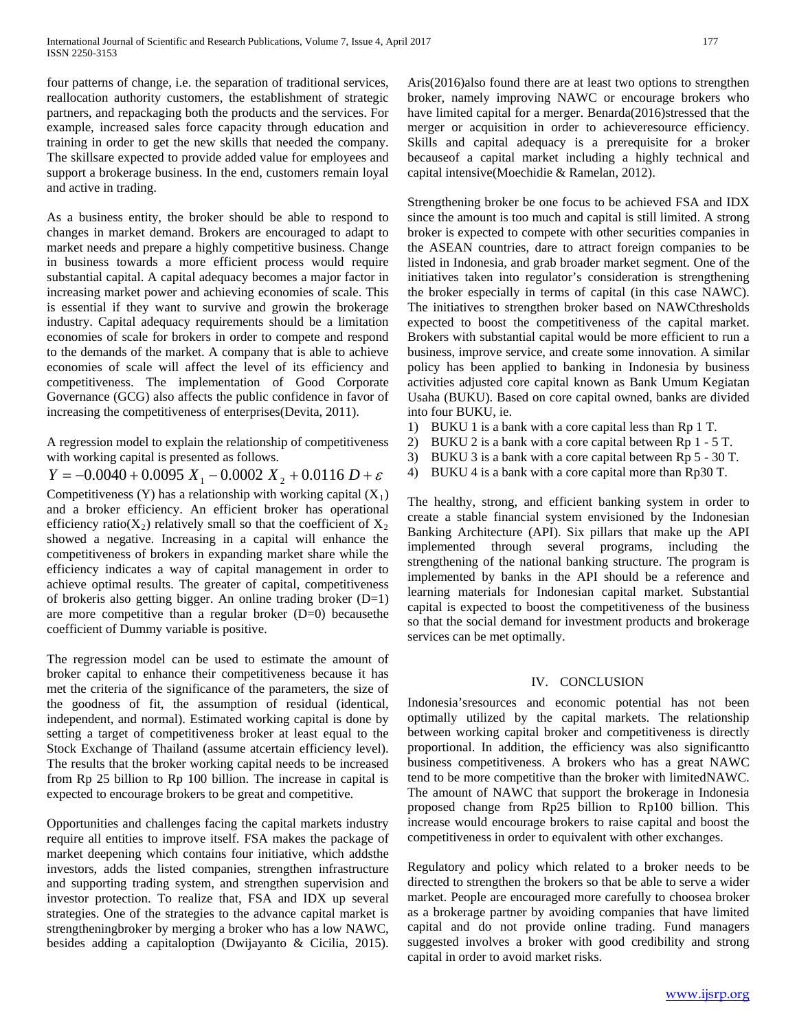four patterns of change, i.e. the separation of traditional services, reallocation authority customers, the establishment of strategic partners, and repackaging both the products and the services. For example, increased sales force capacity through education and training in order to get the new skills that needed the company. The skillsare expected to provide added value for employees and support a brokerage business. In the end, customers remain loyal and active in trading.

As a business entity, the broker should be able to respond to changes in market demand. Brokers are encouraged to adapt to market needs and prepare a highly competitive business. Change in business towards a more efficient process would require substantial capital. A capital adequacy becomes a major factor in increasing market power and achieving economies of scale. This is essential if they want to survive and growin the brokerage industry. Capital adequacy requirements should be a limitation economies of scale for brokers in order to compete and respond to the demands of the market. A company that is able to achieve economies of scale will affect the level of its efficiency and competitiveness. The implementation of Good Corporate Governance (GCG) also affects the public confidence in favor of increasing the competitiveness of enterprises(Devita, 2011).

A regression model to explain the relationship of competitiveness with working capital is presented as follows.

$$Y = -0.0040 + 0.0095\ X_1 - 0.0002\ X_2 + 0.0116\ D + \varepsilon$$

Competitiveness (Y) has a relationship with working capital ($X_1$) and a broker efficiency. An efficient broker has operational efficiency ratio($X_2$) relatively small so that the coefficient of $X_2$ showed a negative. Increasing in a capital will enhance the competitiveness of brokers in expanding market share while the efficiency indicates a way of capital management in order to achieve optimal results. The greater of capital, competitiveness of brokeris also getting bigger. An online trading broker (D=1) are more competitive than a regular broker (D=0) becausethe coefficient of Dummy variable is positive.

The regression model can be used to estimate the amount of broker capital to enhance their competitiveness because it has met the criteria of the significance of the parameters, the size of the goodness of fit, the assumption of residual (identical, independent, and normal). Estimated working capital is done by setting a target of competitiveness broker at least equal to the Stock Exchange of Thailand (assume atcertain efficiency level). The results that the broker working capital needs to be increased from Rp 25 billion to Rp 100 billion. The increase in capital is expected to encourage brokers to be great and competitive.

Opportunities and challenges facing the capital markets industry require all entities to improve itself. FSA makes the package of market deepening which contains four initiative, which addsthe investors, adds the listed companies, strengthen infrastructure and supporting trading system, and strengthen supervision and investor protection. To realize that, FSA and IDX up several strategies. One of the strategies to the advance capital market is strengtheningbroker by merging a broker who has a low NAWC, besides adding a capitaloption (Dwijayanto & Cicilia, 2015). Aris(2016)also found there are at least two options to strengthen broker, namely improving NAWC or encourage brokers who have limited capital for a merger. Benarda(2016)stressed that the merger or acquisition in order to achieveresource efficiency. Skills and capital adequacy is a prerequisite for a broker becauseof a capital market including a highly technical and capital intensive(Moechidie & Ramelan, 2012).

Strengthening broker be one focus to be achieved FSA and IDX since the amount is too much and capital is still limited. A strong broker is expected to compete with other securities companies in the ASEAN countries, dare to attract foreign companies to be listed in Indonesia, and grab broader market segment. One of the initiatives taken into regulator's consideration is strengthening the broker especially in terms of capital (in this case NAWC). The initiatives to strengthen broker based on NAWCthresholds expected to boost the competitiveness of the capital market. Brokers with substantial capital would be more efficient to run a business, improve service, and create some innovation. A similar policy has been applied to banking in Indonesia by business activities adjusted core capital known as Bank Umum Kegiatan Usaha (BUKU). Based on core capital owned, banks are divided into four BUKU, ie.

1) BUKU 1 is a bank with a core capital less than Rp 1 T.
2) BUKU 2 is a bank with a core capital between Rp 1 - 5 T.
3) BUKU 3 is a bank with a core capital between Rp 5 - 30 T.
4) BUKU 4 is a bank with a core capital more than Rp30 T.

The healthy, strong, and efficient banking system in order to create a stable financial system envisioned by the Indonesian Banking Architecture (API). Six pillars that make up the API implemented through several programs, including the strengthening of the national banking structure. The program is implemented by banks in the API should be a reference and learning materials for Indonesian capital market. Substantial capital is expected to boost the competitiveness of the business so that the social demand for investment products and brokerage services can be met optimally.

## IV. CONCLUSION

Indonesia'sresources and economic potential has not been optimally utilized by the capital markets. The relationship between working capital broker and competitiveness is directly proportional. In addition, the efficiency was also significantto business competitiveness. A brokers who has a great NAWC tend to be more competitive than the broker with limitedNAWC. The amount of NAWC that support the brokerage in Indonesia proposed change from Rp25 billion to Rp100 billion. This increase would encourage brokers to raise capital and boost the competitiveness in order to equivalent with other exchanges.

Regulatory and policy which related to a broker needs to be directed to strengthen the brokers so that be able to serve a wider market. People are encouraged more carefully to choosea broker as a brokerage partner by avoiding companies that have limited capital and do not provide online trading. Fund managers suggested involves a broker with good credibility and strong capital in order to avoid market risks.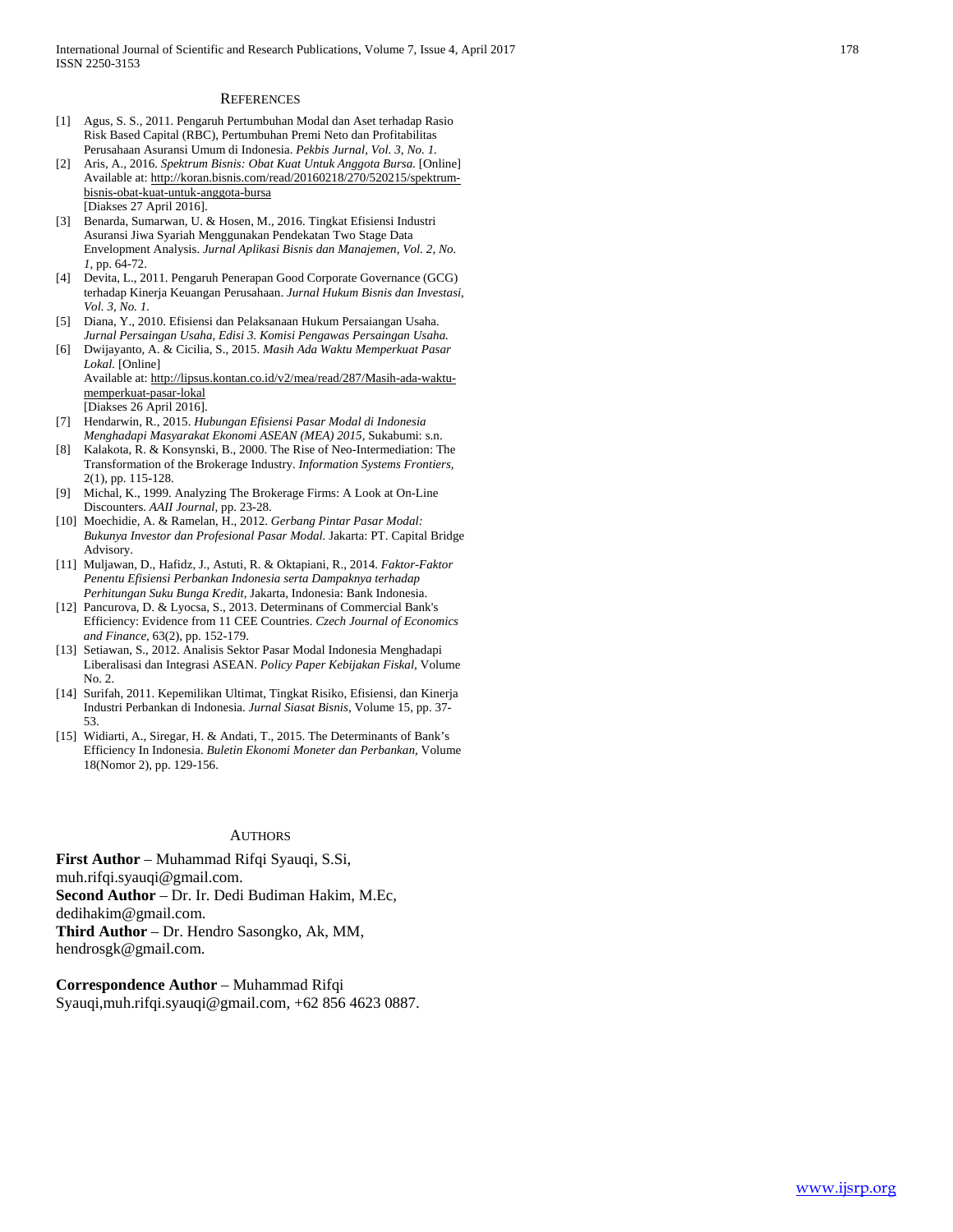## REFERENCES

[1] Agus, S. S., 2011. Pengaruh Pertumbuhan Modal dan Aset terhadap Rasio Risk Based Capital (RBC), Pertumbuhan Premi Neto dan Profitabilitas Perusahaan Asuransi Umum di Indonesia. *Pekbis Jurnal, Vol. 3, No. 1.*

[2] Aris, A., 2016. *Spektrum Bisnis: Obat Kuat Untuk Anggota Bursa.* [Online] Available at: http://koran.bisnis.com/read/20160218/270/520215/spektrum-bisnis-obat-kuat-untuk-anggota-bursa [Diakses 27 April 2016].

[3] Benarda, Sumarwan, U. & Hosen, M., 2016. Tingkat Efisiensi Industri Asuransi Jiwa Syariah Menggunakan Pendekatan Two Stage Data Envelopment Analysis. *Jurnal Aplikasi Bisnis dan Manajemen, Vol. 2, No. 1,* pp. 64-72.

[4] Devita, L., 2011. Pengaruh Penerapan Good Corporate Governance (GCG) terhadap Kinerja Keuangan Perusahaan. *Jurnal Hukum Bisnis dan Investasi, Vol. 3, No. 1.*

[5] Diana, Y., 2010. Efisiensi dan Pelaksanaan Hukum Persaingan Usaha. *Jurnal Persaingan Usaha, Edisi 3. Komisi Pengawas Persaingan Usaha.*

[6] Dwijayanto, A. & Cicilia, S., 2015. *Masih Ada Waktu Memperkuat Pasar Lokal.* [Online] Available at: http://lipsus.kontan.co.id/v2/mea/read/287/Masih-ada-waktu-memperkuat-pasar-lokal [Diakses 26 April 2016].

[7] Hendarwin, R., 2015. *Hubungan Efisiensi Pasar Modal di Indonesia Menghadapi Masyarakat Ekonomi ASEAN (MEA) 2015,* Sukabumi: s.n.

[8] Kalakota, R. & Konsynski, B., 2000. The Rise of Neo-Intermediation: The Transformation of the Brokerage Industry. *Information Systems Frontiers,* 2(1), pp. 115-128.

[9] Michal, K., 1999. Analyzing The Brokerage Firms: A Look at On-Line Discounters. *AAII Journal,* pp. 23-28.

[10] Moechidie, A. & Ramelan, H., 2012. *Gerbang Pintar Pasar Modal: Bukunya Investor dan Profesional Pasar Modal.* Jakarta: PT. Capital Bridge Advisory.

[11] Muljawan, D., Hafidz, J., Astuti, R. & Oktapiani, R., 2014. *Faktor-Faktor Penentu Efisiensi Perbankan Indonesia serta Dampaknya terhadap Perhitungan Suku Bunga Kredit,* Jakarta, Indonesia: Bank Indonesia.

[12] Pancurova, D. & Lyocsa, S., 2013. Determinans of Commercial Bank's Efficiency: Evidence from 11 CEE Countries. *Czech Journal of Economics and Finance,* 63(2), pp. 152-179.

[13] Setiawan, S., 2012. Analisis Sektor Pasar Modal Indonesia Menghadapi Liberalisasi dan Integrasi ASEAN. *Policy Paper Kebijakan Fiskal,* Volume No. 2.

[14] Surifah, 2011. Kepemilikan Ultimat, Tingkat Risiko, Efisiensi, dan Kinerja Industri Perbankan di Indonesia. *Jurnal Siasat Bisnis,* Volume 15, pp. 37-53.

[15] Widiarti, A., Siregar, H. & Andati, T., 2015. The Determinants of Bank's Efficiency In Indonesia. *Buletin Ekonomi Moneter dan Perbankan,* Volume 18(Nomor 2), pp. 129-156.

## AUTHORS

**First Author** – Muhammad Rifqi Syauqi, S.Si, muh.rifqi.syauqi@gmail.com.
**Second Author** – Dr. Ir. Dedi Budiman Hakim, M.Ec, dedihakim@gmail.com.
**Third Author** – Dr. Hendro Sasongko, Ak, MM, hendrosgk@gmail.com.

**Correspondence Author** – Muhammad Rifqi Syauqi,muh.rifqi.syauqi@gmail.com, +62 856 4623 0887.